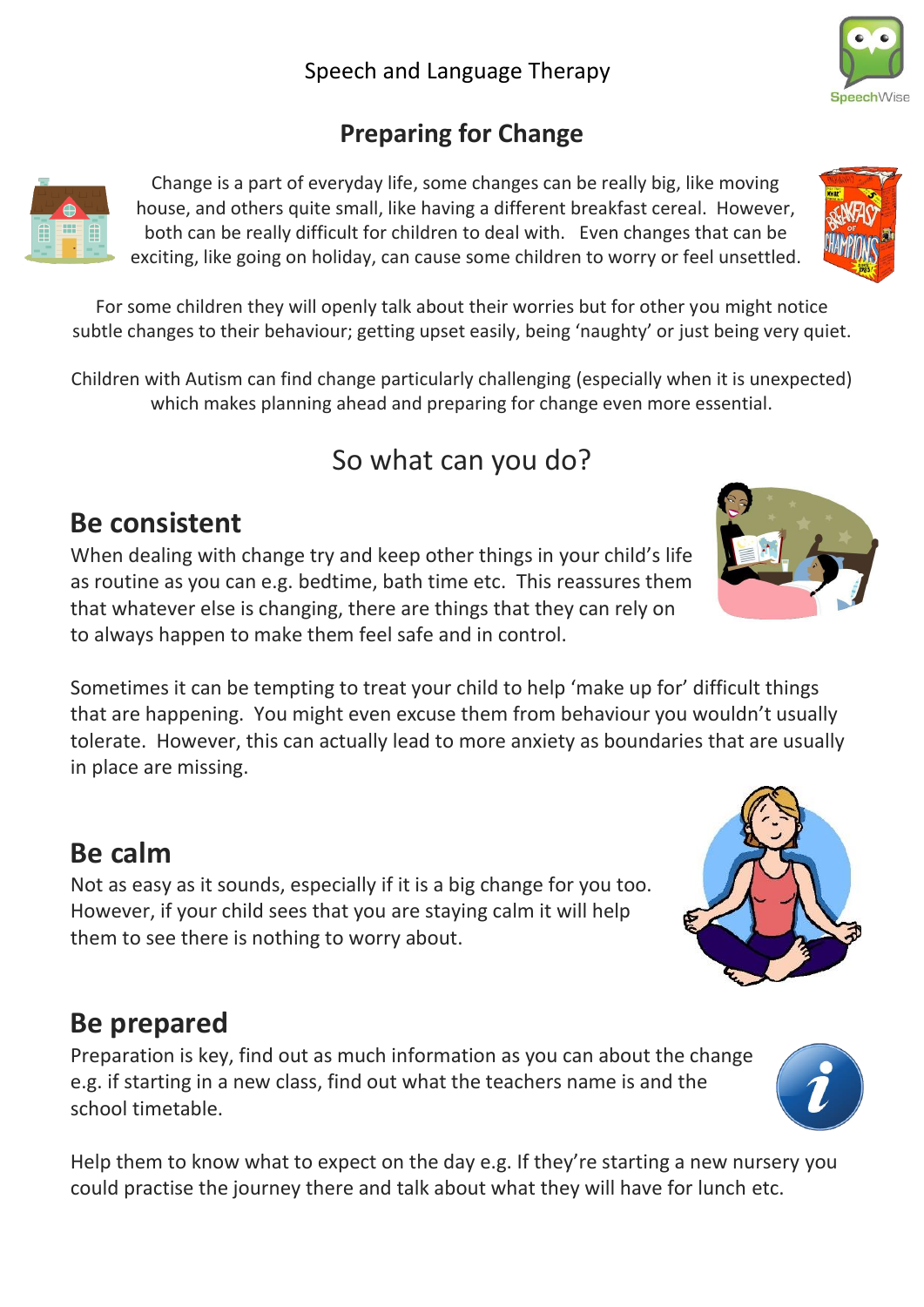Speech and Language Therapy

# Preparing for Change

Change is a part of everyday life, some changes can be really big, like moving house, and others quite small, like having a different breakfast cereal. However, both can be really difficult for children to deal with. Even changes that can be exciting, like going on holiday, can cause some children to worry or feel unsettled.

For some children they will openly talk about their worries but for other you might notice subtle changes to their behaviour; getting upset easily, being 'naughty' or just being very quiet.

Children with Autism can find change particularly challenging (especially when it is unexpected) which makes planning ahead and preparing for change even more essential.

## So what can you do?

### Be consistent

When dealing with change try and keep other things in your child's life as routine as you can e.g. bedtime, bath time etc. This reassures them that whatever else is changing, there are things that they can rely on to always happen to make them feel safe and in control.

Sometimes it can be tempting to treat your child to help 'make up for' difficult things that are happening. You might even excuse them from behaviour you wouldn't usually tolerate. However, this can actually lead to more anxiety as boundaries that are usually in place are missing.

### Be calm

Not as easy as it sounds, especially if it is a big change for you too. However, if your child sees that you are staying calm it will help them to see there is nothing to worry about.

### Be prepared

Preparation is key, find out as much information as you can about the change e.g. if starting in a new class, find out what the teachers name is and the school timetable.

Help them to know what to expect on the day e.g. If they're starting a new nursery you could practise the journey there and talk about what they will have for lunch etc.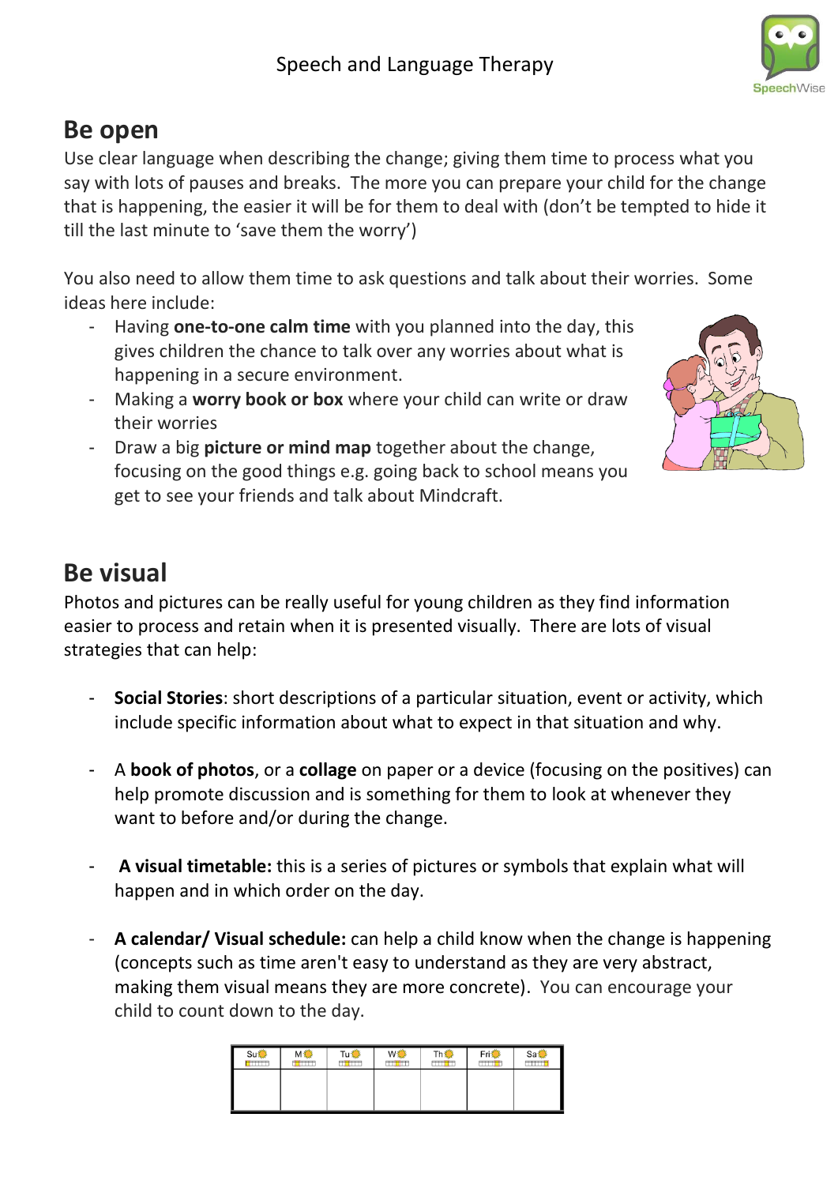## Be open

Use clear language when describing the change; giving them time to process what you say with lots of pauses and breaks. The more you can prepare your child for the change that is happening, the easier it will be for them to deal with (don't be tempted to hide it till the last minute to 'save them the worry')

You also need to allow them time to ask questions and talk about their worries. Some ideas here include:

- Having **one-to-one calm time** with you planned into the day, this gives children the chance to talk over any worries about what is happening in a secure environment.
- Making a **worry book or box** where your child can write or draw their worries
- Draw a big **picture or mind map** together about the change, focusing on the good things e.g. going back to school means you get to see your friends and talk about Mindcraft.

## Be visual

Photos and pictures can be really useful for young children as they find information easier to process and retain when it is presented visually. There are lots of visual strategies that can help:

- **Social Stories**: short descriptions of a particular situation, event or activity, which include specific information about what to expect in that situation and why.

- A **book of photos**, or a **collage** on paper or a device (focusing on the positives) can help promote discussion and is something for them to look at whenever they want to before and/or during the change.

- **A visual timetable:** this is a series of pictures or symbols that explain what will happen and in which order on the day.

- **A calendar/ Visual schedule:** can help a child know when the change is happening (concepts such as time aren't easy to understand as they are very abstract, making them visual means they are more concrete). You can encourage your child to count down to the day.

| Su | M | Tu | W | Th | Fri | Sa |
|---|---|---|---|---|---|---|
| | | | | | | |